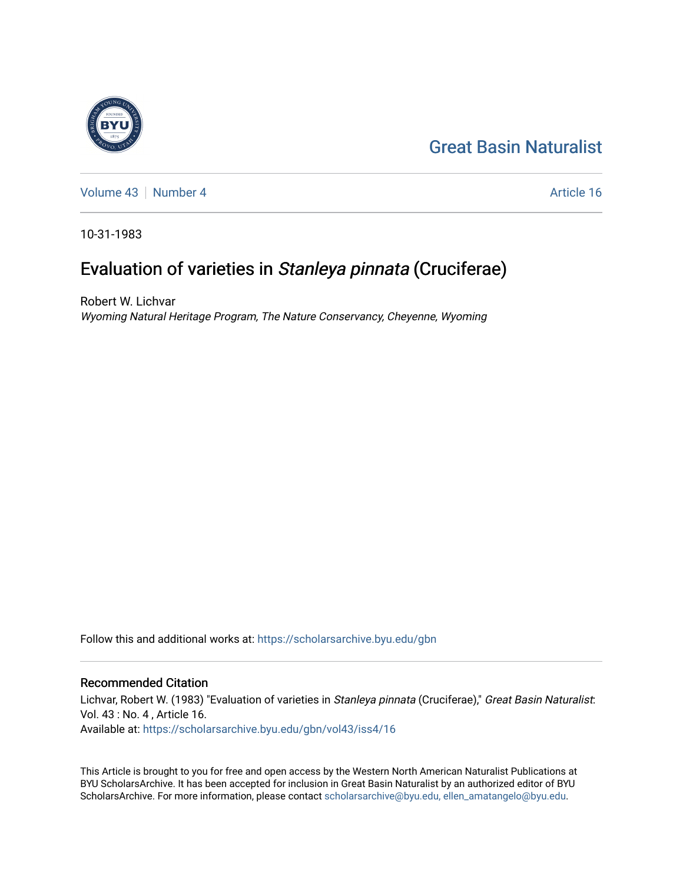Great Basin Naturalist

Volume 43 | Number 4 | Article 16

10-31-1983

# Evaluation of varieties in *Stanleya pinnata* (Cruciferae)

Robert W. Lichvar
*Wyoming Natural Heritage Program, The Nature Conservancy, Cheyenne, Wyoming*

Follow this and additional works at: https://scholarsarchive.byu.edu/gbn

## Recommended Citation

Lichvar, Robert W. (1983) "Evaluation of varieties in *Stanleya pinnata* (Cruciferae)," *Great Basin Naturalist*: Vol. 43 : No. 4 , Article 16.
Available at: https://scholarsarchive.byu.edu/gbn/vol43/iss4/16

This Article is brought to you for free and open access by the Western North American Naturalist Publications at BYU ScholarsArchive. It has been accepted for inclusion in Great Basin Naturalist by an authorized editor of BYU ScholarsArchive. For more information, please contact scholarsarchive@byu.edu, ellen_amatangelo@byu.edu.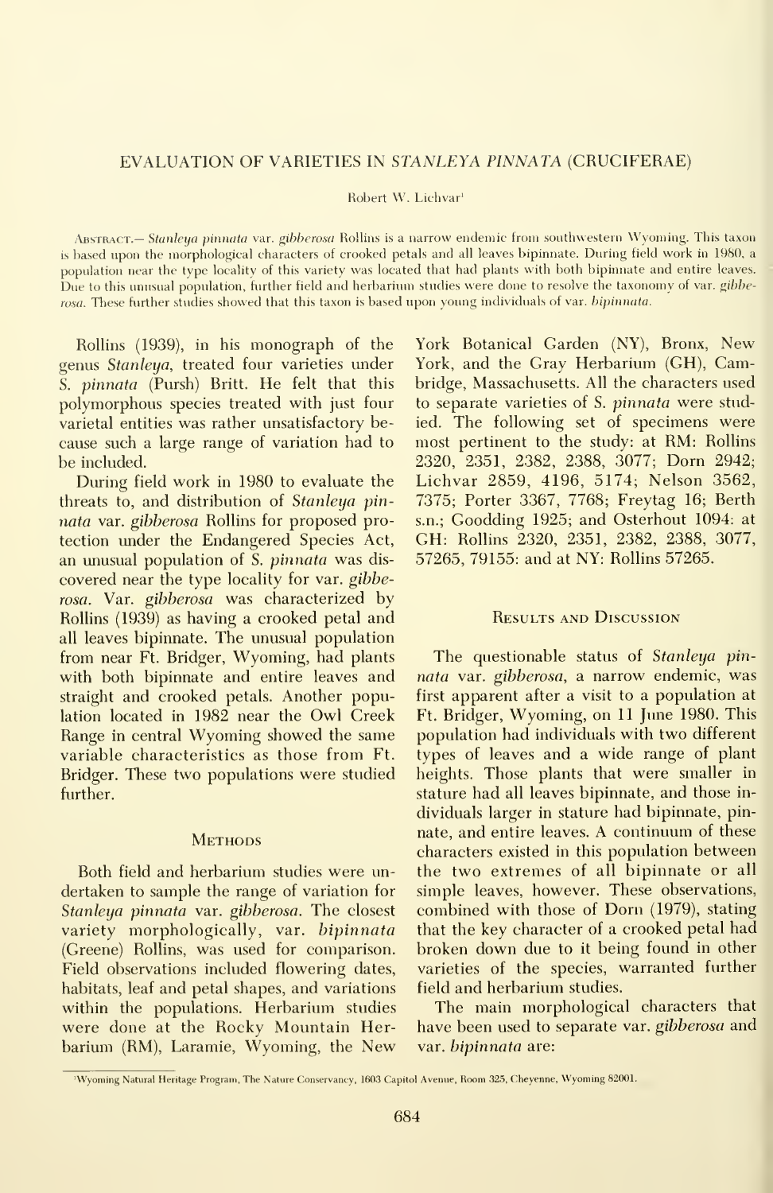# EVALUATION OF VARIETIES IN *STANLEYA PINNATA* (CRUCIFERAE)

Robert W. Lichvar[1]

Abstract.— *Stanleya pinnata* var. *gibberosa* Rollins is a narrow endemic from southwestern Wyoming. This taxon is based upon the morphological characters of crooked petals and all leaves bipinnate. During field work in 1980, a population near the type locality of this variety was located that had plants with both bipinnate and entire leaves. Due to this unusual population, further field and herbarium studies were done to resolve the taxonomy of var. *gibberosa*. These further studies showed that this taxon is based upon young individuals of var. *bipinnata*.

Rollins (1939), in his monograph of the genus *Stanleya*, treated four varieties under *S. pinnata* (Pursh) Britt. He felt that this polymorphous species treated with just four varietal entities was rather unsatisfactory because such a large range of variation had to be included.

During field work in 1980 to evaluate the threats to, and distribution of *Stanleya pinnata* var. *gibberosa* Rollins for proposed protection under the Endangered Species Act, an unusual population of *S. pinnata* was discovered near the type locality for var. *gibberosa*. Var. *gibberosa* was characterized by Rollins (1939) as having a crooked petal and all leaves bipinnate. The unusual population from near Ft. Bridger, Wyoming, had plants with both bipinnate and entire leaves and straight and crooked petals. Another population located in 1982 near the Owl Creek Range in central Wyoming showed the same variable characteristics as those from Ft. Bridger. These two populations were studied further.

## Methods

Both field and herbarium studies were undertaken to sample the range of variation for *Stanleya pinnata* var. *gibberosa*. The closest variety morphologically, var. *bipinnata* (Greene) Rollins, was used for comparison. Field observations included flowering dates, habitats, leaf and petal shapes, and variations within the populations. Herbarium studies were done at the Rocky Mountain Herbarium (RM), Laramie, Wyoming, the New York Botanical Garden (NY), Bronx, New York, and the Gray Herbarium (GH), Cambridge, Massachusetts. All the characters used to separate varieties of *S. pinnata* were studied. The following set of specimens were most pertinent to the study: at RM: Rollins 2320, 2351, 2382, 2388, 3077; Dorn 2942; Lichvar 2859, 4196, 5174; Nelson 3562, 7375; Porter 3367, 7768; Freytag 16; Berth s.n.; Goodding 1925; and Osterhout 1094: at GH: Rollins 2320, 2351, 2382, 2388, 3077, 57265, 79155: and at NY: Rollins 57265.

## Results and Discussion

The questionable status of *Stanleya pinnata* var. *gibberosa*, a narrow endemic, was first apparent after a visit to a population at Ft. Bridger, Wyoming, on 11 June 1980. This population had individuals with two different types of leaves and a wide range of plant heights. Those plants that were smaller in stature had all leaves bipinnate, and those individuals larger in stature had bipinnate, pinnate, and entire leaves. A continuum of these characters existed in this population between the two extremes of all bipinnate or all simple leaves, however. These observations, combined with those of Dorn (1979), stating that the key character of a crooked petal had broken down due to it being found in other varieties of the species, warranted further field and herbarium studies.

The main morphological characters that have been used to separate var. *gibberosa* and var. *bipinnata* are:

[1] Wyoming Natural Heritage Program, The Nature Conservancy, 1603 Capitol Avenue, Room 325, Cheyenne, Wyoming 82001.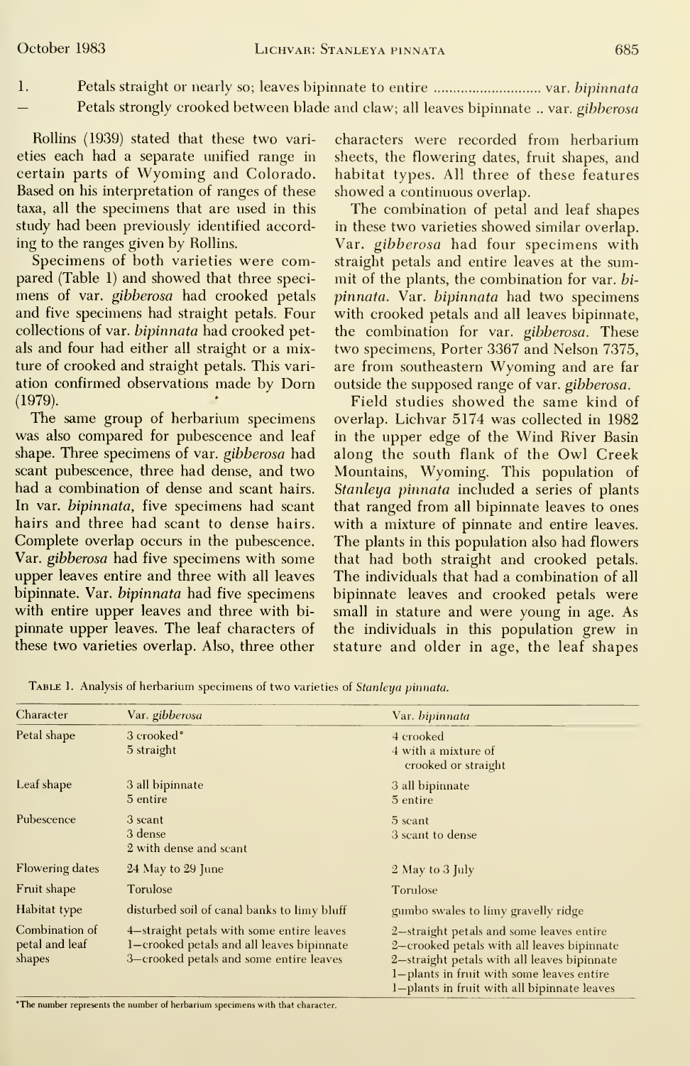1. Petals straight or nearly so; leaves bipinnate to entire ............................ var. *bipinnata*
— Petals strongly crooked between blade and claw; all leaves bipinnate .. var. *gibberosa*

Rollins (1939) stated that these two varieties each had a separate unified range in certain parts of Wyoming and Colorado. Based on his interpretation of ranges of these taxa, all the specimens that are used in this study had been previously identified according to the ranges given by Rollins.

Specimens of both varieties were compared (Table 1) and showed that three specimens of var. *gibberosa* had crooked petals and five specimens had straight petals. Four collections of var. *bipinnata* had crooked petals and four had either all straight or a mixture of crooked and straight petals. This variation confirmed observations made by Dorn (1979).

The same group of herbarium specimens was also compared for pubescence and leaf shape. Three specimens of var. *gibberosa* had scant pubescence, three had dense, and two had a combination of dense and scant hairs. In var. *bipinnata*, five specimens had scant hairs and three had scant to dense hairs. Complete overlap occurs in the pubescence. Var. *gibberosa* had five specimens with some upper leaves entire and three with all leaves bipinnate. Var. *bipinnata* had five specimens with entire upper leaves and three with bipinnate upper leaves. The leaf characters of these two varieties overlap. Also, three other characters were recorded from herbarium sheets, the flowering dates, fruit shapes, and habitat types. All three of these features showed a continuous overlap.

The combination of petal and leaf shapes in these two varieties showed similar overlap. Var. *gibberosa* had four specimens with straight petals and entire leaves at the summit of the plants, the combination for var. *bipinnata*. Var. *bipinnata* had two specimens with crooked petals and all leaves bipinnate, the combination for var. *gibberosa*. These two specimens, Porter 3367 and Nelson 7375, are from southeastern Wyoming and are far outside the supposed range of var. *gibberosa*.

Field studies showed the same kind of overlap. Lichvar 5174 was collected in 1982 in the upper edge of the Wind River Basin along the south flank of the Owl Creek Mountains, Wyoming. This population of *Stanleya pinnata* included a series of plants that ranged from all bipinnate leaves to ones with a mixture of pinnate and entire leaves. The plants in this population also had flowers that had both straight and crooked petals. The individuals that had a combination of all bipinnate leaves and crooked petals were small in stature and were young in age. As the individuals in this population grew in stature and older in age, the leaf shapes

Table 1. Analysis of herbarium specimens of two varieties of *Stanleya pinnata*.

| Character | Var. *gibberosa* | Var. *bipinnata* |
|---|---|---|
| Petal shape | 3 crooked* <br> 5 straight | 4 crooked <br> 4 with a mixture of crooked or straight |
| Leaf shape | 3 all bipinnate <br> 5 entire | 3 all bipinnate <br> 5 entire |
| Pubescence | 3 scant <br> 3 dense <br> 2 with dense and scant | 5 scant <br> 3 scant to dense |
| Flowering dates | 24 May to 29 June | 2 May to 3 July |
| Fruit shape | Torulose | Torulose |
| Habitat type | disturbed soil of canal banks to limy bluff | gumbo swales to limy gravelly ridge |
| Combination of petal and leaf shapes | 4—straight petals with some entire leaves <br> 1—crooked petals and all leaves bipinnate <br> 3—crooked petals and some entire leaves | 2—straight petals and some leaves entire <br> 2—crooked petals with all leaves bipinnate <br> 2—straight petals with all leaves bipinnate <br> 1—plants in fruit with some leaves entire <br> 1—plants in fruit with all bipinnate leaves |

*The number represents the number of herbarium specimens with that character.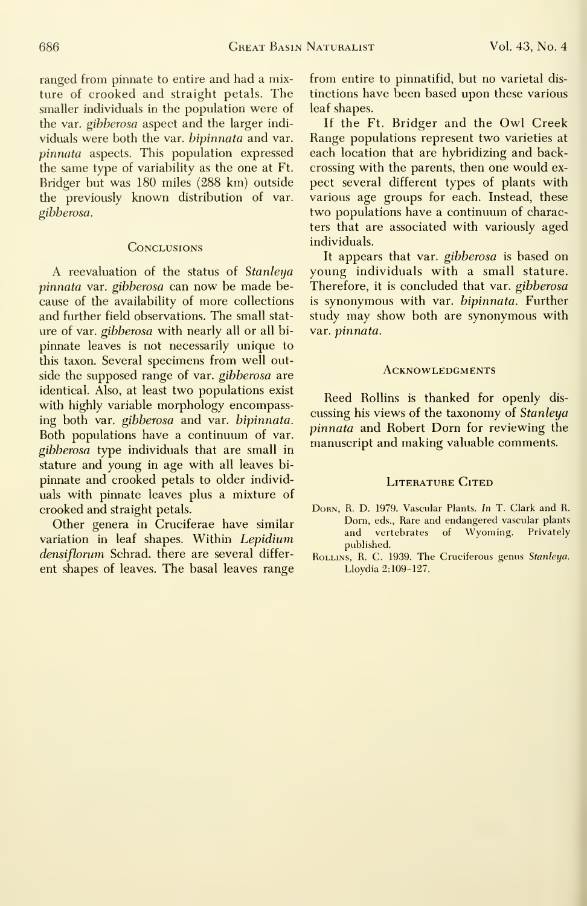ranged from pinnate to entire and had a mixture of crooked and straight petals. The smaller individuals in the population were of the var. *gibberosa* aspect and the larger individuals were both the var. *bipinnata* and var. *pinnata* aspects. This population expressed the same type of variability as the one at Ft. Bridger but was 180 miles (288 km) outside the previously known distribution of var. *gibberosa*.

## Conclusions

A reevaluation of the status of *Stanleya pinnata* var. *gibberosa* can now be made because of the availability of more collections and further field observations. The small stature of var. *gibberosa* with nearly all or all bipinnate leaves is not necessarily unique to this taxon. Several specimens from well outside the supposed range of var. *gibberosa* are identical. Also, at least two populations exist with highly variable morphology encompassing both var. *gibberosa* and var. *bipinnata*. Both populations have a continuum of var. *gibberosa* type individuals that are small in stature and young in age with all leaves bipinnate and crooked petals to older individuals with pinnate leaves plus a mixture of crooked and straight petals.

Other genera in Cruciferae have similar variation in leaf shapes. Within *Lepidium densiflorum* Schrad. there are several different shapes of leaves. The basal leaves range from entire to pinnatifid, but no varietal distinctions have been based upon these various leaf shapes.

If the Ft. Bridger and the Owl Creek Range populations represent two varieties at each location that are hybridizing and backcrossing with the parents, then one would expect several different types of plants with various age groups for each. Instead, these two populations have a continuum of characters that are associated with variously aged individuals.

It appears that var. *gibberosa* is based on young individuals with a small stature. Therefore, it is concluded that var. *gibberosa* is synonymous with var. *bipinnata*. Further study may show both are synonymous with var. *pinnata*.

## Acknowledgments

Reed Rollins is thanked for openly discussing his views of the taxonomy of *Stanleya pinnata* and Robert Dorn for reviewing the manuscript and making valuable comments.

## Literature Cited

Dorn, R. D. 1979. Vascular Plants. *In* T. Clark and R. Dorn, eds., Rare and endangered vascular plants and vertebrates of Wyoming. Privately published.

Rollins, R. C. 1939. The Cruciferous genus *Stanleya*. Lloydia 2:109–127.